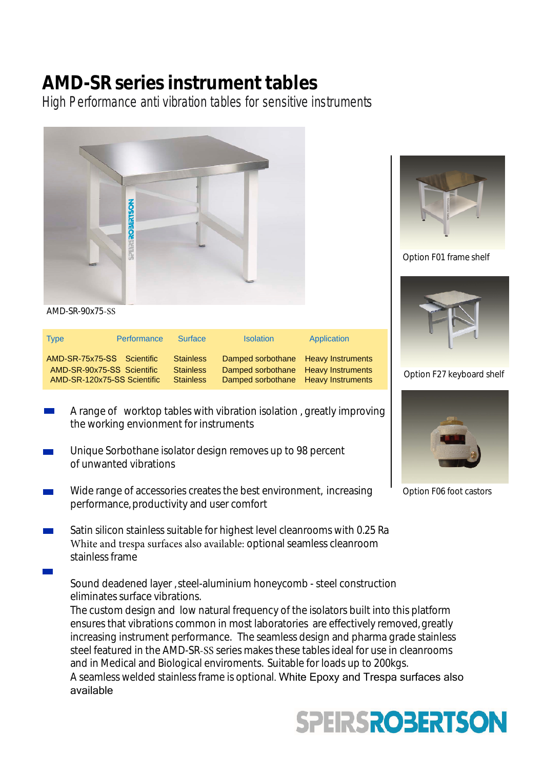# AMD-SR series instrument tables

*High Performance anti vibration tables for sensitive instruments*

AMD-SR-90x75-SS

Option F01 frame shelf

Option F27 keyboard shelf

Option F06 foot castors

| Type | Performance | Surface | Isolation | Application |
|---|---|---|---|---|
| AMD-SR-75x75-SS | Scientific | Stainless | Damped sorbothane | Heavy Instruments |
| AMD-SR-90x75-SS | Scientific | Stainless | Damped sorbothane | Heavy Instruments |
| AMD-SR-120x75-SS | Scientific | Stainless | Damped sorbothane | Heavy Instruments |

- A range of worktop tables with vibration isolation , greatly improving the working envionment for instruments
- Unique Sorbothane isolator design removes up to 98 percent of unwanted vibrations
- Wide range of accessories creates the best environment, increasing performance, productivity and user comfort
- Satin silicon stainless suitable for highest level cleanrooms with 0.25 Ra White and trespa surfaces also available: optional seamless cleanroom stainless frame
- Sound deadened layer , steel-aluminium honeycomb - steel construction eliminates surface vibrations.

  The custom design and low natural frequency of the isolators built into this platform ensures that vibrations common in most laboratories are effectively removed, greatly increasing instrument performance. The seamless design and pharma grade stainless steel featured in the AMD-SR-SS series makes these tables ideal for use in cleanrooms and in Medical and Biological enviroments. Suitable for loads up to 200kgs.

  A seamless welded stainless frame is optional. White Epoxy and Trespa surfaces also available

SPEIRSROBERTSON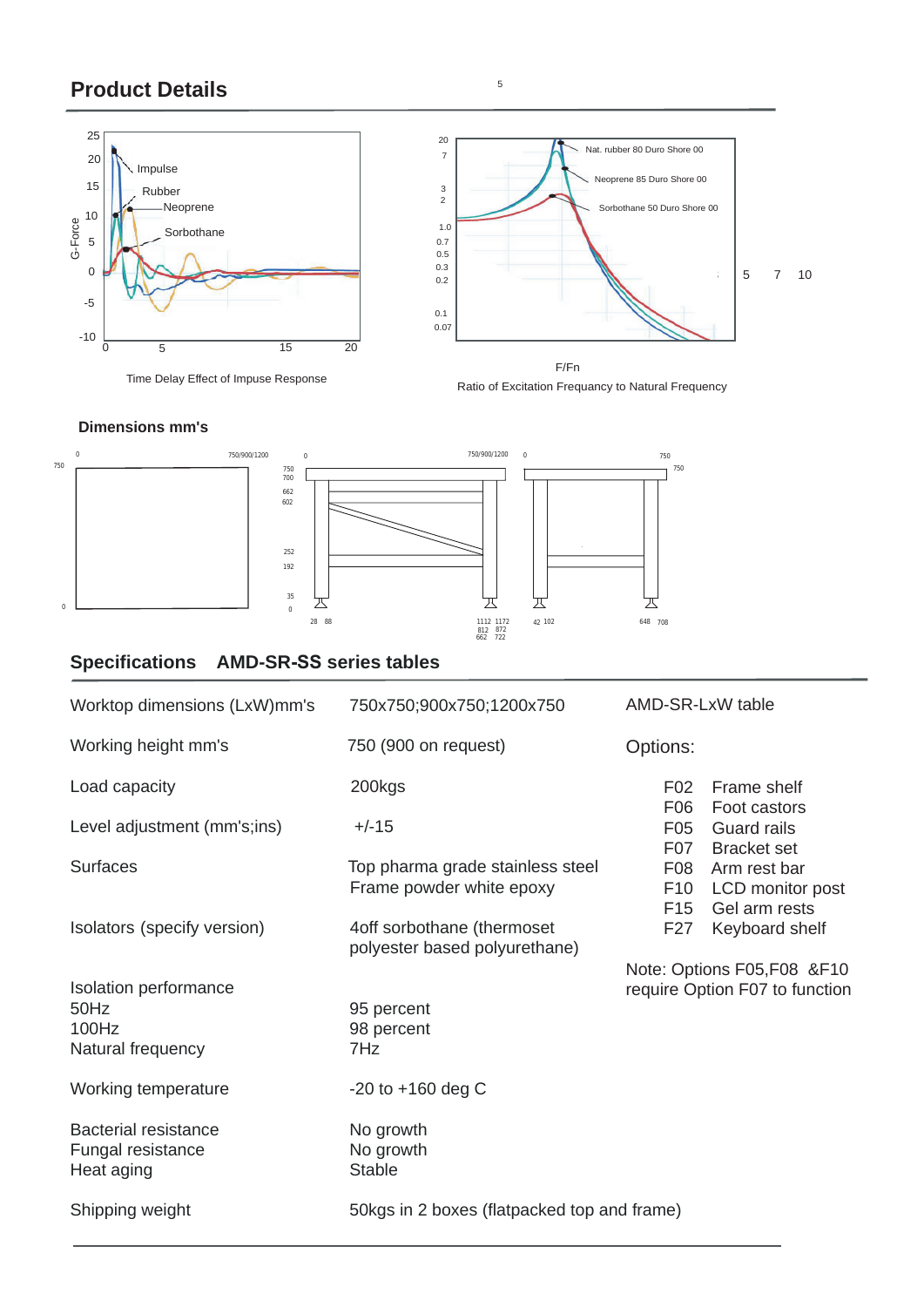## Product Details

25
20
15
10
5
0
-5
-10

G-Force

Impulse
Rubber
Neoprene
Sorbothane

0 5 15 20

Time Delay Effect of Impuse Response

20
7
3
2
1.0
0.7
0.5
0.3
0.2
0.1
0.07

Nat. rubber 80 Duro Shore 00
Neoprene 85 Duro Shore 00
Sorbothane 50 Duro Shore 00

5 7 10

F/Fn

Ratio of Excitation Frequancy to Natural Frequency

### Dimensions mm's

750 0 0 750/900/1200

0 750/900/1200 750 700 662 602 252 192 35 0 28 88 1112 1172 812 872 662 722

0 750 750 42 102 648 708

## Specifications AMD-SR-SS series tables

| | | |
|---|---|---|
| Worktop dimensions (LxW)mm's | 750x750;900x750;1200x750 | AMD-SR-LxW table |
| Working height mm's | 750 (900 on request) | Options: |
| Load capacity | 200kgs | F02 Frame shelf<br>F06 Foot castors<br>F05 Guard rails<br>F07 Bracket set<br>F08 Arm rest bar<br>F10 LCD monitor post<br>F15 Gel arm rests<br>F27 Keyboard shelf |
| Level adjustment (mm's;ins) | +/-15 | |
| Surfaces | Top pharma grade stainless steel<br>Frame powder white epoxy | |
| Isolators (specify version) | 4off sorbothane (thermoset polyester based polyurethane) | |
| Isolation performance<br>50Hz<br>100Hz<br>Natural frequency | <br>95 percent<br>98 percent<br>7Hz | Note: Options F05,F08 &F10 require Option F07 to function |
| Working temperature | -20 to +160 deg C | |
| Bacterial resistance<br>Fungal resistance<br>Heat aging | No growth<br>No growth<br>Stable | |
| Shipping weight | 50kgs in 2 boxes (flatpacked top and frame) | |